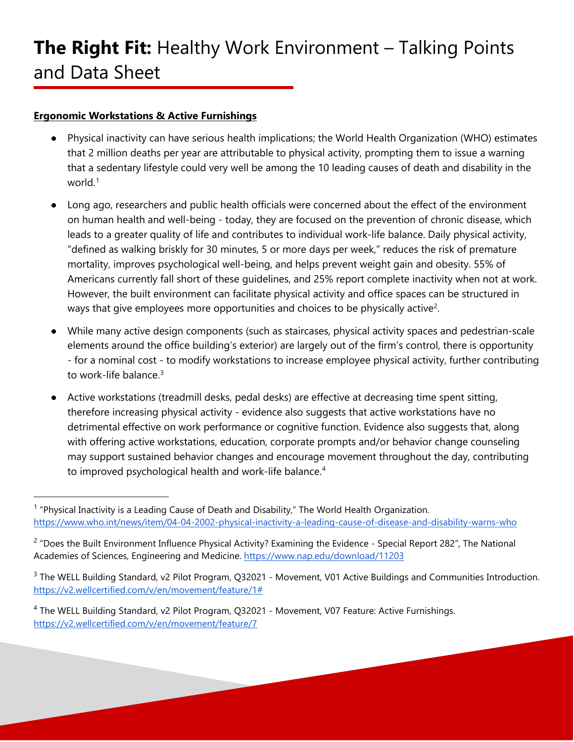# **The Right Fit:** Healthy Work Environment – Talking Points and Data Sheet

**Ergonomic Workstations & Active Furnishings**

- Physical inactivity can have serious health implications; the World Health Organization (WHO) estimates that 2 million deaths per year are attributable to physical activity, prompting them to issue a warning that a sedentary lifestyle could very well be among the 10 leading causes of death and disability in the world.[1]
- Long ago, researchers and public health officials were concerned about the effect of the environment on human health and well-being - today, they are focused on the prevention of chronic disease, which leads to a greater quality of life and contributes to individual work-life balance. Daily physical activity, "defined as walking briskly for 30 minutes, 5 or more days per week," reduces the risk of premature mortality, improves psychological well-being, and helps prevent weight gain and obesity. 55% of Americans currently fall short of these guidelines, and 25% report complete inactivity when not at work. However, the built environment can facilitate physical activity and office spaces can be structured in ways that give employees more opportunities and choices to be physically active[2].
- While many active design components (such as staircases, physical activity spaces and pedestrian-scale elements around the office building's exterior) are largely out of the firm's control, there is opportunity - for a nominal cost - to modify workstations to increase employee physical activity, further contributing to work-life balance.[3]
- Active workstations (treadmill desks, pedal desks) are effective at decreasing time spent sitting, therefore increasing physical activity - evidence also suggests that active workstations have no detrimental effective on work performance or cognitive function. Evidence also suggests that, along with offering active workstations, education, corporate prompts and/or behavior change counseling may support sustained behavior changes and encourage movement throughout the day, contributing to improved psychological health and work-life balance.[4]

---

[1] "Physical Inactivity is a Leading Cause of Death and Disability," The World Health Organization. https://www.who.int/news/item/04-04-2002-physical-inactivity-a-leading-cause-of-disease-and-disability-warns-who

[2] "Does the Built Environment Influence Physical Activity? Examining the Evidence - Special Report 282", The National Academies of Sciences, Engineering and Medicine. https://www.nap.edu/download/11203

[3] The WELL Building Standard, v2 Pilot Program, Q32021 - Movement, V01 Active Buildings and Communities Introduction. https://v2.wellcertified.com/v/en/movement/feature/1#

[4] The WELL Building Standard, v2 Pilot Program, Q32021 - Movement, V07 Feature: Active Furnishings. https://v2.wellcertified.com/v/en/movement/feature/7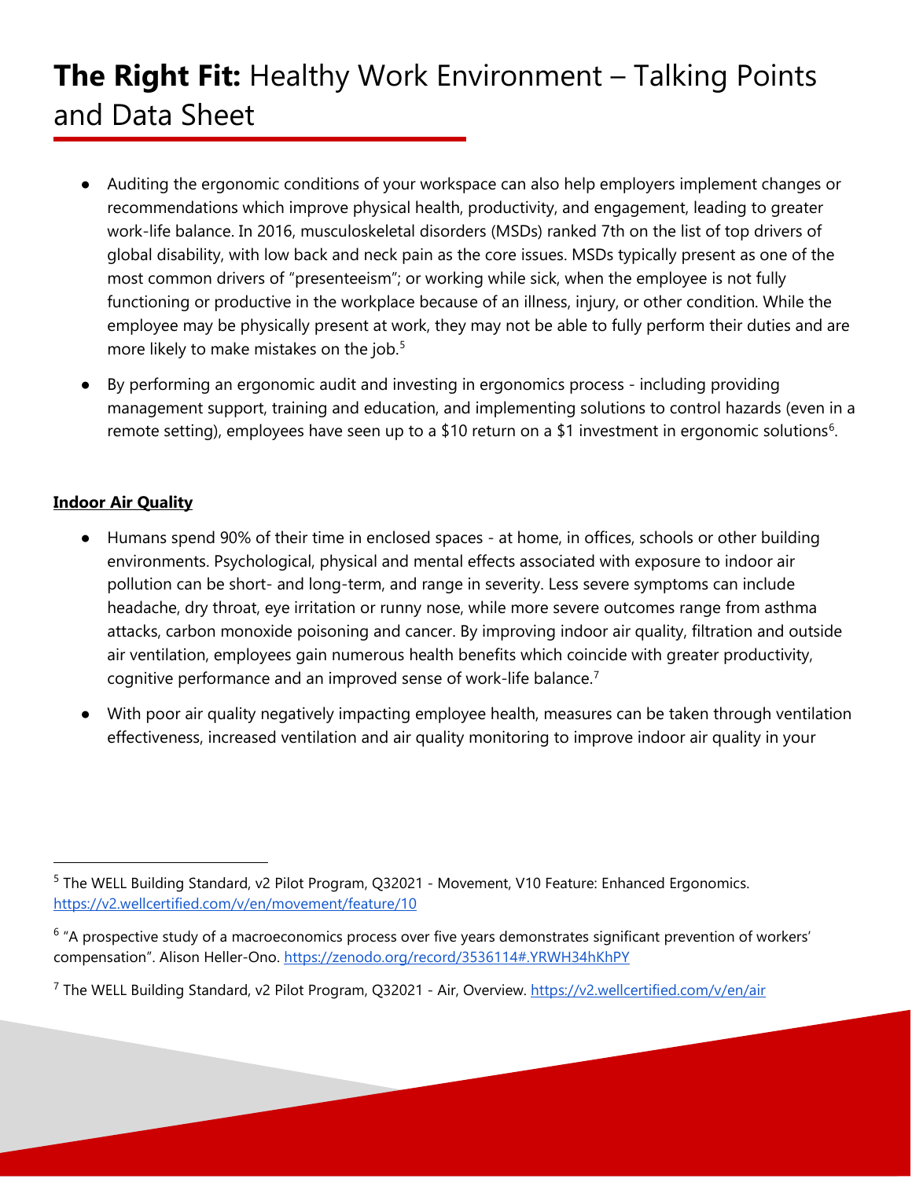# **The Right Fit:** Healthy Work Environment – Talking Points and Data Sheet

- Auditing the ergonomic conditions of your workspace can also help employers implement changes or recommendations which improve physical health, productivity, and engagement, leading to greater work-life balance. In 2016, musculoskeletal disorders (MSDs) ranked 7th on the list of top drivers of global disability, with low back and neck pain as the core issues. MSDs typically present as one of the most common drivers of "presenteeism"; or working while sick, when the employee is not fully functioning or productive in the workplace because of an illness, injury, or other condition. While the employee may be physically present at work, they may not be able to fully perform their duties and are more likely to make mistakes on the job.[5]
- By performing an ergonomic audit and investing in ergonomics process - including providing management support, training and education, and implementing solutions to control hazards (even in a remote setting), employees have seen up to a $10 return on a $1 investment in ergonomic solutions[6].

**Indoor Air Quality**

- Humans spend 90% of their time in enclosed spaces - at home, in offices, schools or other building environments. Psychological, physical and mental effects associated with exposure to indoor air pollution can be short- and long-term, and range in severity. Less severe symptoms can include headache, dry throat, eye irritation or runny nose, while more severe outcomes range from asthma attacks, carbon monoxide poisoning and cancer. By improving indoor air quality, filtration and outside air ventilation, employees gain numerous health benefits which coincide with greater productivity, cognitive performance and an improved sense of work-life balance.[7]
- With poor air quality negatively impacting employee health, measures can be taken through ventilation effectiveness, increased ventilation and air quality monitoring to improve indoor air quality in your

---

[5] The WELL Building Standard, v2 Pilot Program, Q32021 - Movement, V10 Feature: Enhanced Ergonomics. https://v2.wellcertified.com/v/en/movement/feature/10

[6] "A prospective study of a macroeconomics process over five years demonstrates significant prevention of workers' compensation". Alison Heller-Ono. https://zenodo.org/record/3536114#.YRWH34hKhPY

[7] The WELL Building Standard, v2 Pilot Program, Q32021 - Air, Overview. https://v2.wellcertified.com/v/en/air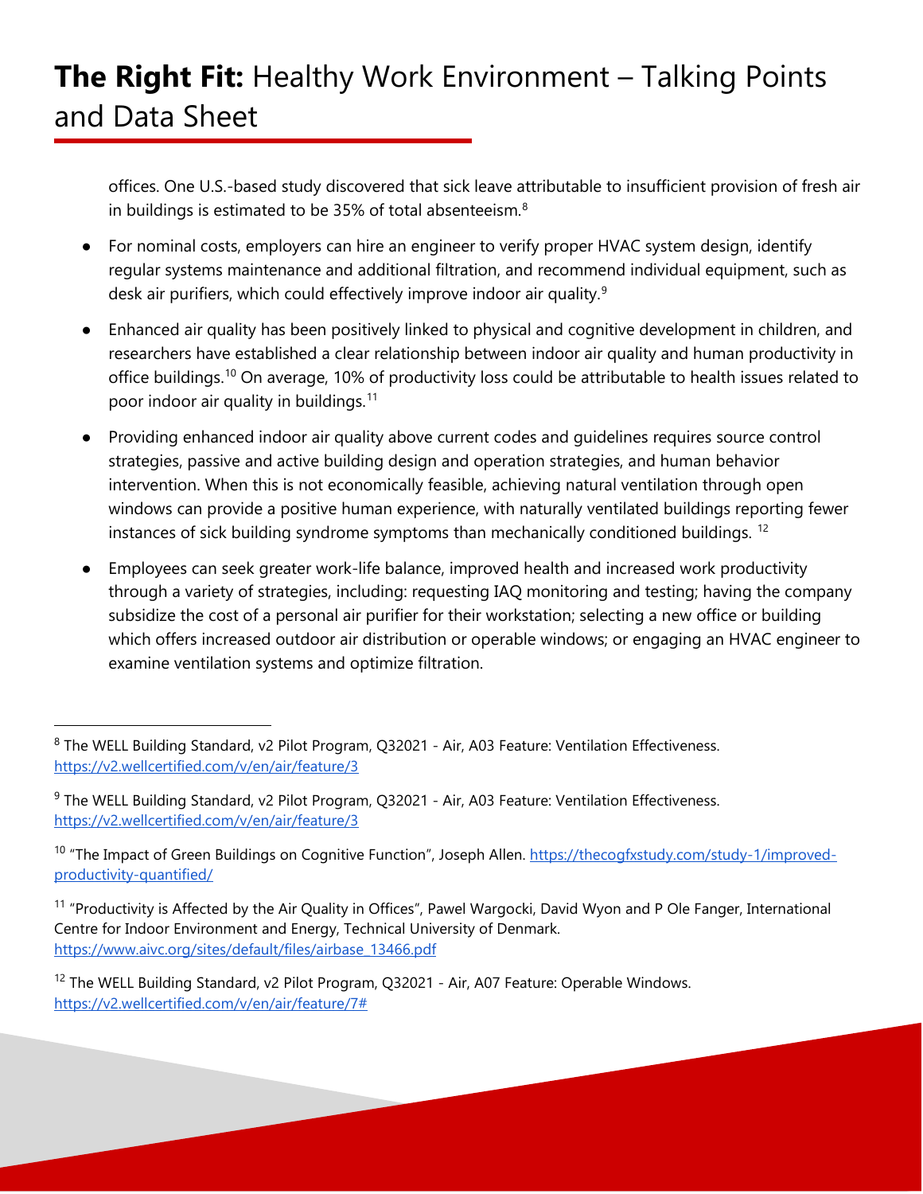offices. One U.S.-based study discovered that sick leave attributable to insufficient provision of fresh air in buildings is estimated to be 35% of total absenteeism.[8]

- For nominal costs, employers can hire an engineer to verify proper HVAC system design, identify regular systems maintenance and additional filtration, and recommend individual equipment, such as desk air purifiers, which could effectively improve indoor air quality.[9]
- Enhanced air quality has been positively linked to physical and cognitive development in children, and researchers have established a clear relationship between indoor air quality and human productivity in office buildings.[10] On average, 10% of productivity loss could be attributable to health issues related to poor indoor air quality in buildings.[11]
- Providing enhanced indoor air quality above current codes and guidelines requires source control strategies, passive and active building design and operation strategies, and human behavior intervention. When this is not economically feasible, achieving natural ventilation through open windows can provide a positive human experience, with naturally ventilated buildings reporting fewer instances of sick building syndrome symptoms than mechanically conditioned buildings. [12]
- Employees can seek greater work-life balance, improved health and increased work productivity through a variety of strategies, including: requesting IAQ monitoring and testing; having the company subsidize the cost of a personal air purifier for their workstation; selecting a new office or building which offers increased outdoor air distribution or operable windows; or engaging an HVAC engineer to examine ventilation systems and optimize filtration.

---

[8] The WELL Building Standard, v2 Pilot Program, Q32021 - Air, A03 Feature: Ventilation Effectiveness. https://v2.wellcertified.com/v/en/air/feature/3

[9] The WELL Building Standard, v2 Pilot Program, Q32021 - Air, A03 Feature: Ventilation Effectiveness. https://v2.wellcertified.com/v/en/air/feature/3

[10] "The Impact of Green Buildings on Cognitive Function", Joseph Allen. https://thecogfxstudy.com/study-1/improved-productivity-quantified/

[11] "Productivity is Affected by the Air Quality in Offices", Pawel Wargocki, David Wyon and P Ole Fanger, International Centre for Indoor Environment and Energy, Technical University of Denmark. https://www.aivc.org/sites/default/files/airbase_13466.pdf

[12] The WELL Building Standard, v2 Pilot Program, Q32021 - Air, A07 Feature: Operable Windows. https://v2.wellcertified.com/v/en/air/feature/7#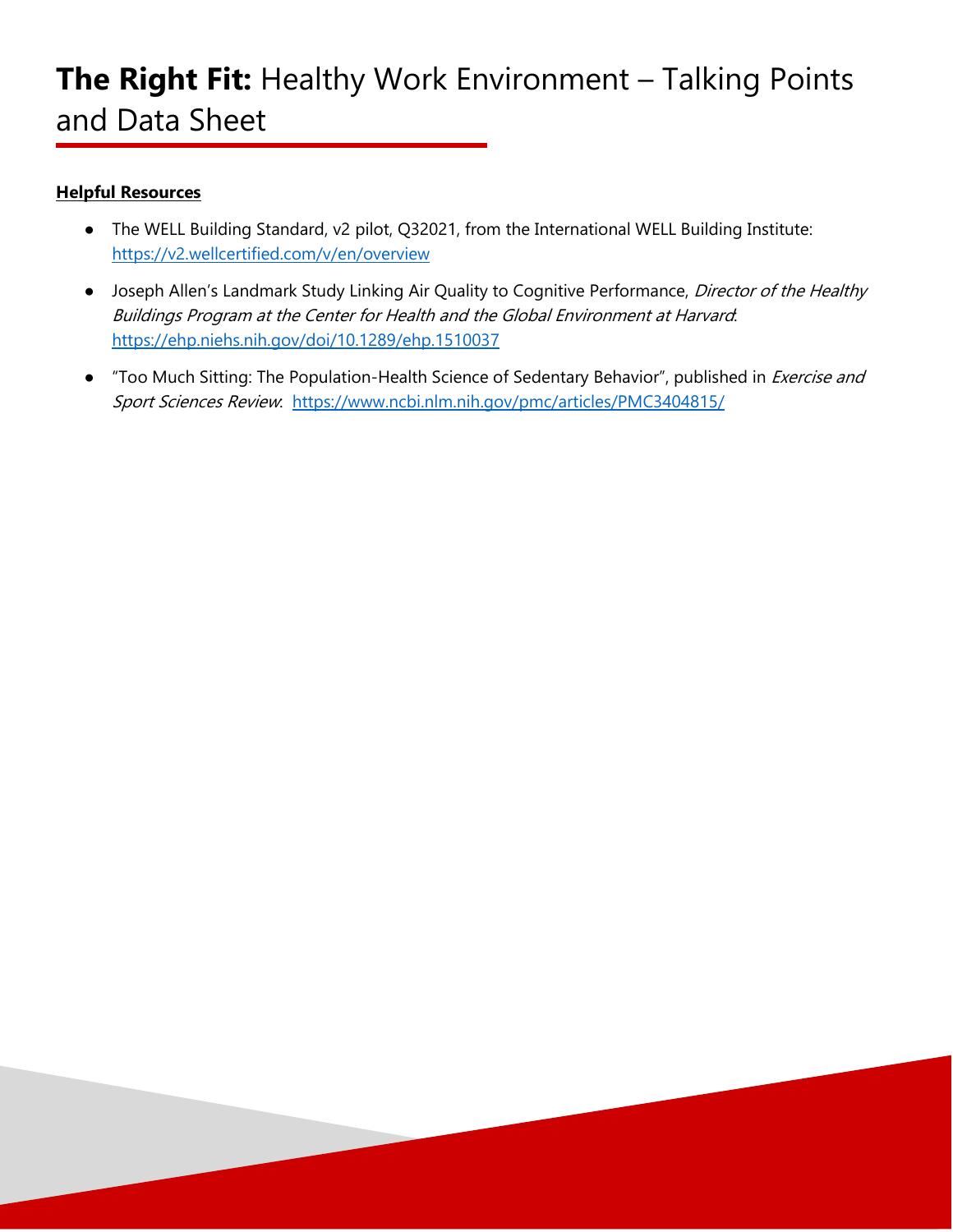# **The Right Fit:** Healthy Work Environment – Talking Points and Data Sheet

**Helpful Resources**

- The WELL Building Standard, v2 pilot, Q32021, from the International WELL Building Institute: https://v2.wellcertified.com/v/en/overview
- Joseph Allen's Landmark Study Linking Air Quality to Cognitive Performance, *Director of the Healthy Buildings Program at the Center for Health and the Global Environment at Harvard*: https://ehp.niehs.nih.gov/doi/10.1289/ehp.1510037
- "Too Much Sitting: The Population-Health Science of Sedentary Behavior", published in *Exercise and Sport Sciences Review*: https://www.ncbi.nlm.nih.gov/pmc/articles/PMC3404815/